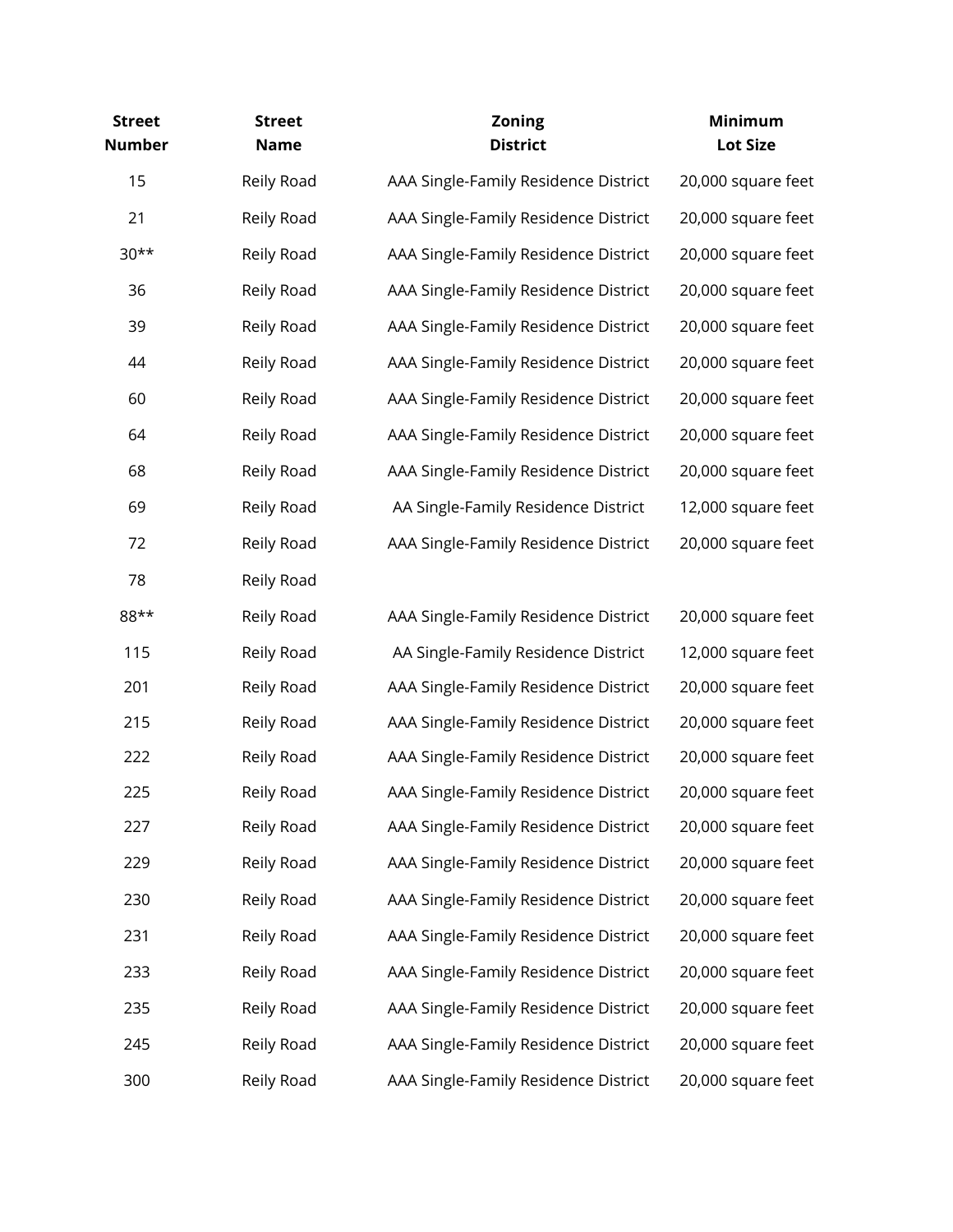| Street Number | Street Name | Zoning District | Minimum Lot Size |
|---|---|---|---|
| 15 | Reily Road | AAA Single-Family Residence District | 20,000 square feet |
| 21 | Reily Road | AAA Single-Family Residence District | 20,000 square feet |
| 30** | Reily Road | AAA Single-Family Residence District | 20,000 square feet |
| 36 | Reily Road | AAA Single-Family Residence District | 20,000 square feet |
| 39 | Reily Road | AAA Single-Family Residence District | 20,000 square feet |
| 44 | Reily Road | AAA Single-Family Residence District | 20,000 square feet |
| 60 | Reily Road | AAA Single-Family Residence District | 20,000 square feet |
| 64 | Reily Road | AAA Single-Family Residence District | 20,000 square feet |
| 68 | Reily Road | AAA Single-Family Residence District | 20,000 square feet |
| 69 | Reily Road | AA Single-Family Residence District | 12,000 square feet |
| 72 | Reily Road | AAA Single-Family Residence District | 20,000 square feet |
| 78 | Reily Road | | |
| 88** | Reily Road | AAA Single-Family Residence District | 20,000 square feet |
| 115 | Reily Road | AA Single-Family Residence District | 12,000 square feet |
| 201 | Reily Road | AAA Single-Family Residence District | 20,000 square feet |
| 215 | Reily Road | AAA Single-Family Residence District | 20,000 square feet |
| 222 | Reily Road | AAA Single-Family Residence District | 20,000 square feet |
| 225 | Reily Road | AAA Single-Family Residence District | 20,000 square feet |
| 227 | Reily Road | AAA Single-Family Residence District | 20,000 square feet |
| 229 | Reily Road | AAA Single-Family Residence District | 20,000 square feet |
| 230 | Reily Road | AAA Single-Family Residence District | 20,000 square feet |
| 231 | Reily Road | AAA Single-Family Residence District | 20,000 square feet |
| 233 | Reily Road | AAA Single-Family Residence District | 20,000 square feet |
| 235 | Reily Road | AAA Single-Family Residence District | 20,000 square feet |
| 245 | Reily Road | AAA Single-Family Residence District | 20,000 square feet |
| 300 | Reily Road | AAA Single-Family Residence District | 20,000 square feet |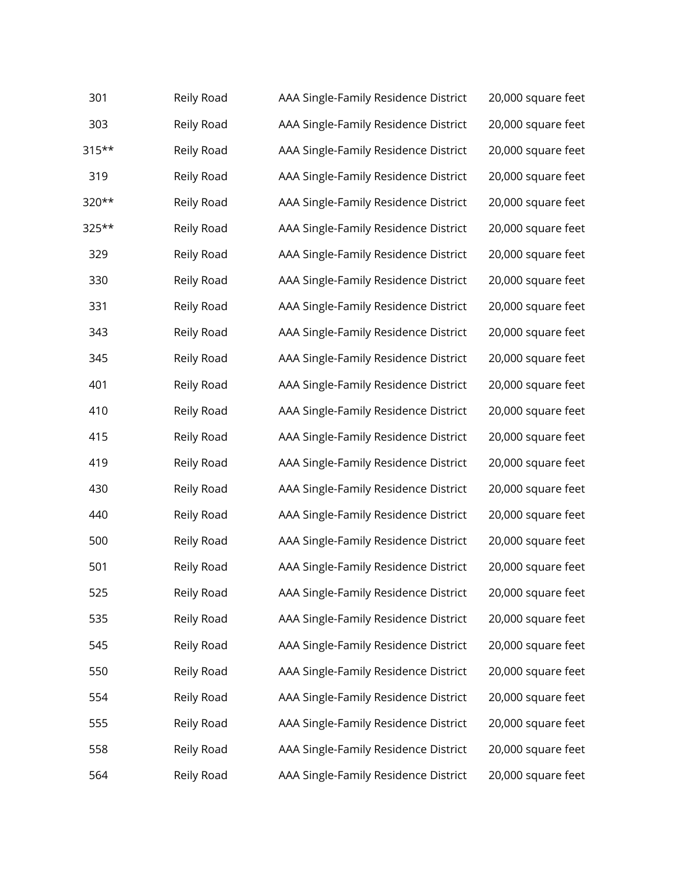| | | | |
|---|---|---|---|
| 301 | Reily Road | AAA Single-Family Residence District | 20,000 square feet |
| 303 | Reily Road | AAA Single-Family Residence District | 20,000 square feet |
| 315** | Reily Road | AAA Single-Family Residence District | 20,000 square feet |
| 319 | Reily Road | AAA Single-Family Residence District | 20,000 square feet |
| 320** | Reily Road | AAA Single-Family Residence District | 20,000 square feet |
| 325** | Reily Road | AAA Single-Family Residence District | 20,000 square feet |
| 329 | Reily Road | AAA Single-Family Residence District | 20,000 square feet |
| 330 | Reily Road | AAA Single-Family Residence District | 20,000 square feet |
| 331 | Reily Road | AAA Single-Family Residence District | 20,000 square feet |
| 343 | Reily Road | AAA Single-Family Residence District | 20,000 square feet |
| 345 | Reily Road | AAA Single-Family Residence District | 20,000 square feet |
| 401 | Reily Road | AAA Single-Family Residence District | 20,000 square feet |
| 410 | Reily Road | AAA Single-Family Residence District | 20,000 square feet |
| 415 | Reily Road | AAA Single-Family Residence District | 20,000 square feet |
| 419 | Reily Road | AAA Single-Family Residence District | 20,000 square feet |
| 430 | Reily Road | AAA Single-Family Residence District | 20,000 square feet |
| 440 | Reily Road | AAA Single-Family Residence District | 20,000 square feet |
| 500 | Reily Road | AAA Single-Family Residence District | 20,000 square feet |
| 501 | Reily Road | AAA Single-Family Residence District | 20,000 square feet |
| 525 | Reily Road | AAA Single-Family Residence District | 20,000 square feet |
| 535 | Reily Road | AAA Single-Family Residence District | 20,000 square feet |
| 545 | Reily Road | AAA Single-Family Residence District | 20,000 square feet |
| 550 | Reily Road | AAA Single-Family Residence District | 20,000 square feet |
| 554 | Reily Road | AAA Single-Family Residence District | 20,000 square feet |
| 555 | Reily Road | AAA Single-Family Residence District | 20,000 square feet |
| 558 | Reily Road | AAA Single-Family Residence District | 20,000 square feet |
| 564 | Reily Road | AAA Single-Family Residence District | 20,000 square feet |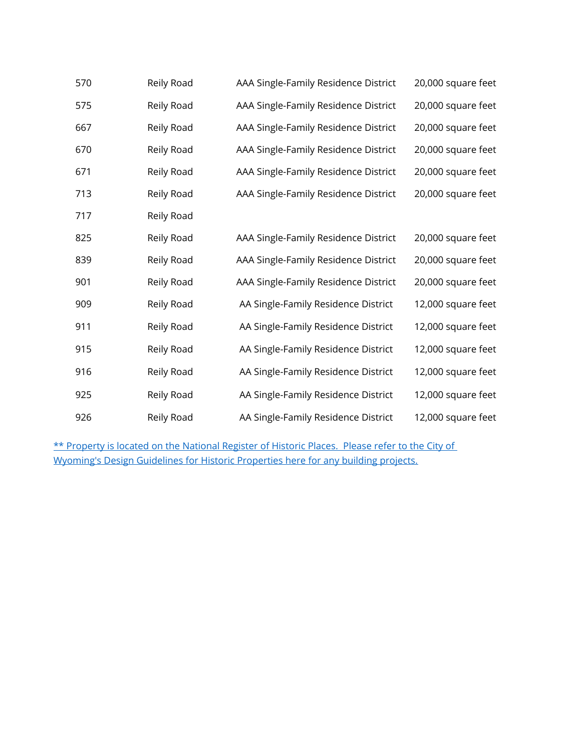| | | | |
|---|---|---|---|
| 570 | Reily Road | AAA Single-Family Residence District | 20,000 square feet |
| 575 | Reily Road | AAA Single-Family Residence District | 20,000 square feet |
| 667 | Reily Road | AAA Single-Family Residence District | 20,000 square feet |
| 670 | Reily Road | AAA Single-Family Residence District | 20,000 square feet |
| 671 | Reily Road | AAA Single-Family Residence District | 20,000 square feet |
| 713 | Reily Road | AAA Single-Family Residence District | 20,000 square feet |
| 717 | Reily Road | | |
| 825 | Reily Road | AAA Single-Family Residence District | 20,000 square feet |
| 839 | Reily Road | AAA Single-Family Residence District | 20,000 square feet |
| 901 | Reily Road | AAA Single-Family Residence District | 20,000 square feet |
| 909 | Reily Road | AA Single-Family Residence District | 12,000 square feet |
| 911 | Reily Road | AA Single-Family Residence District | 12,000 square feet |
| 915 | Reily Road | AA Single-Family Residence District | 12,000 square feet |
| 916 | Reily Road | AA Single-Family Residence District | 12,000 square feet |
| 925 | Reily Road | AA Single-Family Residence District | 12,000 square feet |
| 926 | Reily Road | AA Single-Family Residence District | 12,000 square feet |

** Property is located on the National Register of Historic Places. Please refer to the City of Wyoming's Design Guidelines for Historic Properties here for any building projects.